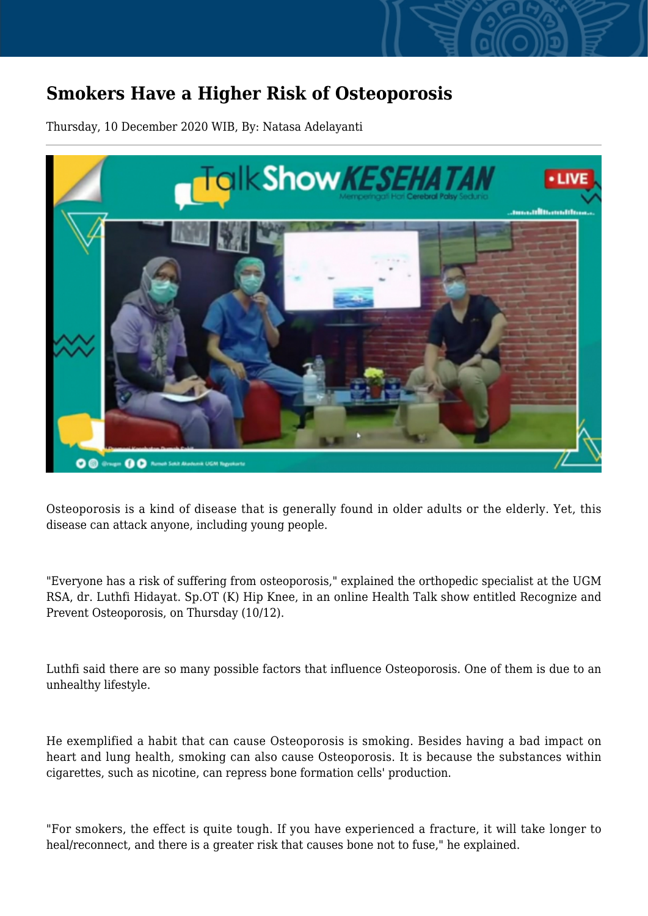# Smokers Have a Higher Risk of Osteoporosis

Thursday, 10 December 2020 WIB, By: Natasa Adelayanti

Osteoporosis is a kind of disease that is generally found in older adults or the elderly. Yet, this disease can attack anyone, including young people.

"Everyone has a risk of suffering from osteoporosis," explained the orthopedic specialist at the UGM RSA, dr. Luthfi Hidayat. Sp.OT (K) Hip Knee, in an online Health Talk show entitled Recognize and Prevent Osteoporosis, on Thursday (10/12).

Luthfi said there are so many possible factors that influence Osteoporosis. One of them is due to an unhealthy lifestyle.

He exemplified a habit that can cause Osteoporosis is smoking. Besides having a bad impact on heart and lung health, smoking can also cause Osteoporosis. It is because the substances within cigarettes, such as nicotine, can repress bone formation cells' production.

"For smokers, the effect is quite tough. If you have experienced a fracture, it will take longer to heal/reconnect, and there is a greater risk that causes bone not to fuse," he explained.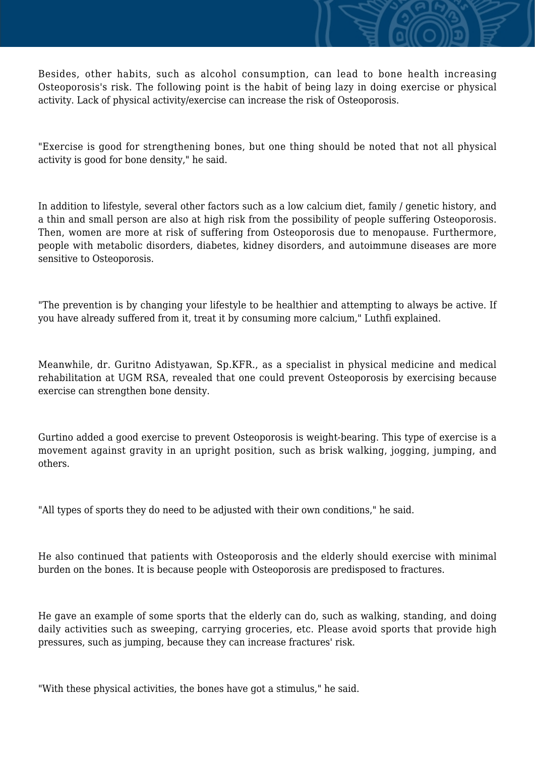Besides, other habits, such as alcohol consumption, can lead to bone health increasing Osteoporosis's risk. The following point is the habit of being lazy in doing exercise or physical activity. Lack of physical activity/exercise can increase the risk of Osteoporosis.

"Exercise is good for strengthening bones, but one thing should be noted that not all physical activity is good for bone density," he said.

In addition to lifestyle, several other factors such as a low calcium diet, family / genetic history, and a thin and small person are also at high risk from the possibility of people suffering Osteoporosis. Then, women are more at risk of suffering from Osteoporosis due to menopause. Furthermore, people with metabolic disorders, diabetes, kidney disorders, and autoimmune diseases are more sensitive to Osteoporosis.

"The prevention is by changing your lifestyle to be healthier and attempting to always be active. If you have already suffered from it, treat it by consuming more calcium," Luthfi explained.

Meanwhile, dr. Guritno Adistyawan, Sp.KFR., as a specialist in physical medicine and medical rehabilitation at UGM RSA, revealed that one could prevent Osteoporosis by exercising because exercise can strengthen bone density.

Gurtino added a good exercise to prevent Osteoporosis is weight-bearing. This type of exercise is a movement against gravity in an upright position, such as brisk walking, jogging, jumping, and others.

"All types of sports they do need to be adjusted with their own conditions," he said.

He also continued that patients with Osteoporosis and the elderly should exercise with minimal burden on the bones. It is because people with Osteoporosis are predisposed to fractures.

He gave an example of some sports that the elderly can do, such as walking, standing, and doing daily activities such as sweeping, carrying groceries, etc. Please avoid sports that provide high pressures, such as jumping, because they can increase fractures' risk.

"With these physical activities, the bones have got a stimulus," he said.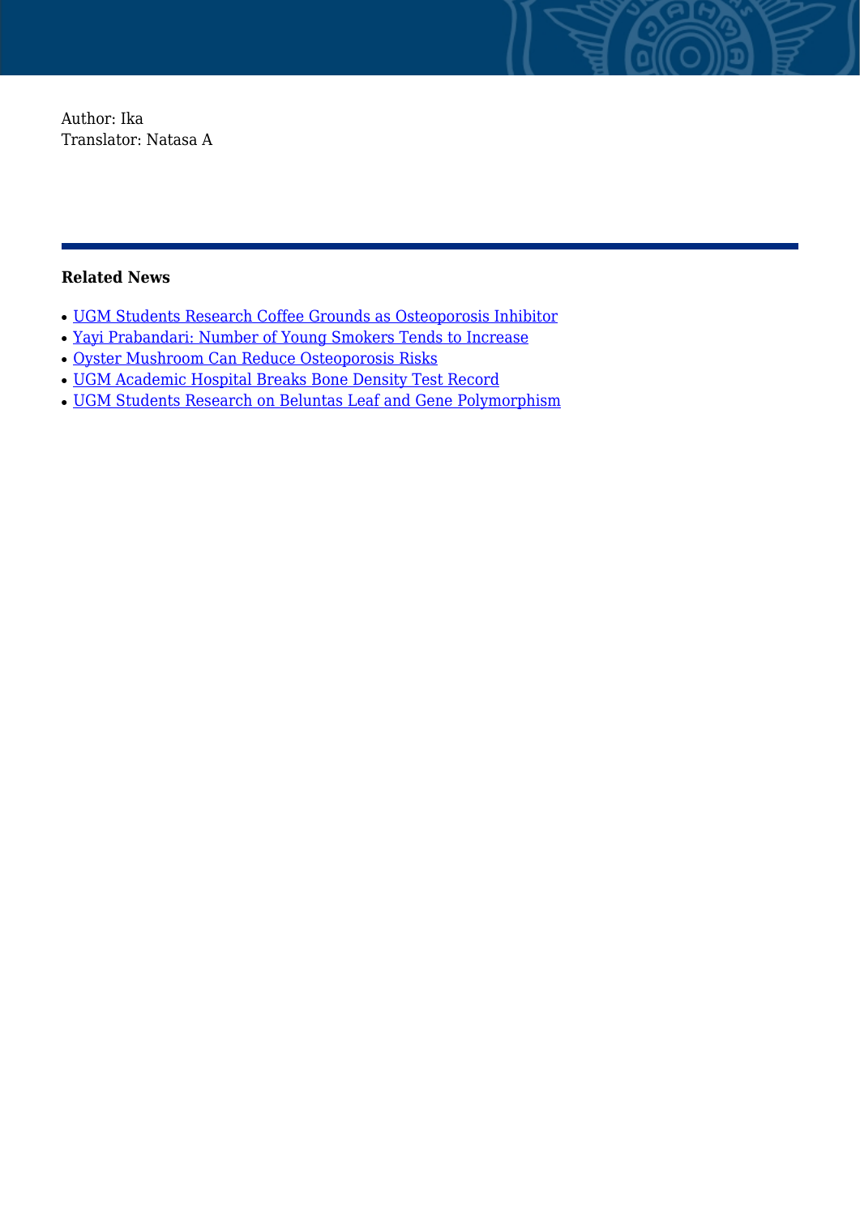Author: Ika
Translator: Natasa A

---

**Related News**

- UGM Students Research Coffee Grounds as Osteoporosis Inhibitor
- Yayi Prabandari: Number of Young Smokers Tends to Increase
- Oyster Mushroom Can Reduce Osteoporosis Risks
- UGM Academic Hospital Breaks Bone Density Test Record
- UGM Students Research on Beluntas Leaf and Gene Polymorphism